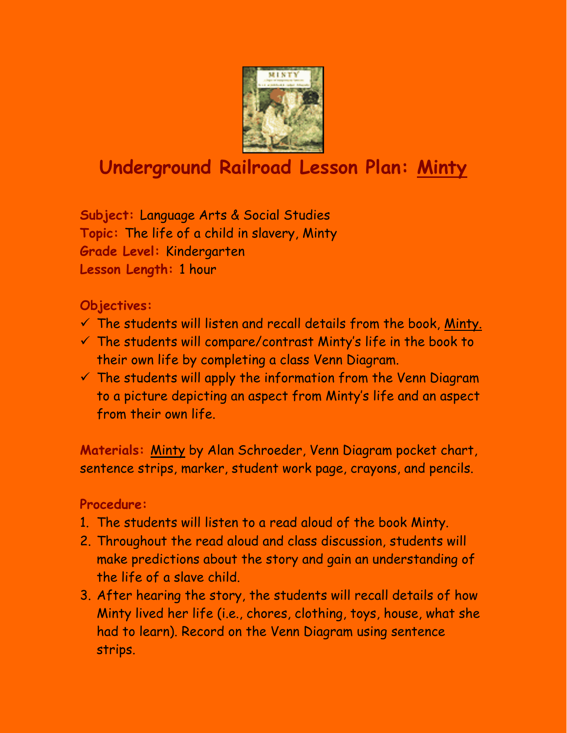# Underground Railroad Lesson Plan: Minty

**Subject:** Language Arts & Social Studies
**Topic:** The life of a child in slavery, Minty
**Grade Level:** Kindergarten
**Lesson Length:** 1 hour

**Objectives:**

- ✓ The students will listen and recall details from the book, Minty.
- ✓ The students will compare/contrast Minty's life in the book to their own life by completing a class Venn Diagram.
- ✓ The students will apply the information from the Venn Diagram to a picture depicting an aspect from Minty's life and an aspect from their own life.

**Materials:** Minty by Alan Schroeder, Venn Diagram pocket chart, sentence strips, marker, student work page, crayons, and pencils.

**Procedure:**

1. The students will listen to a read aloud of the book Minty.
2. Throughout the read aloud and class discussion, students will make predictions about the story and gain an understanding of the life of a slave child.
3. After hearing the story, the students will recall details of how Minty lived her life (i.e., chores, clothing, toys, house, what she had to learn). Record on the Venn Diagram using sentence strips.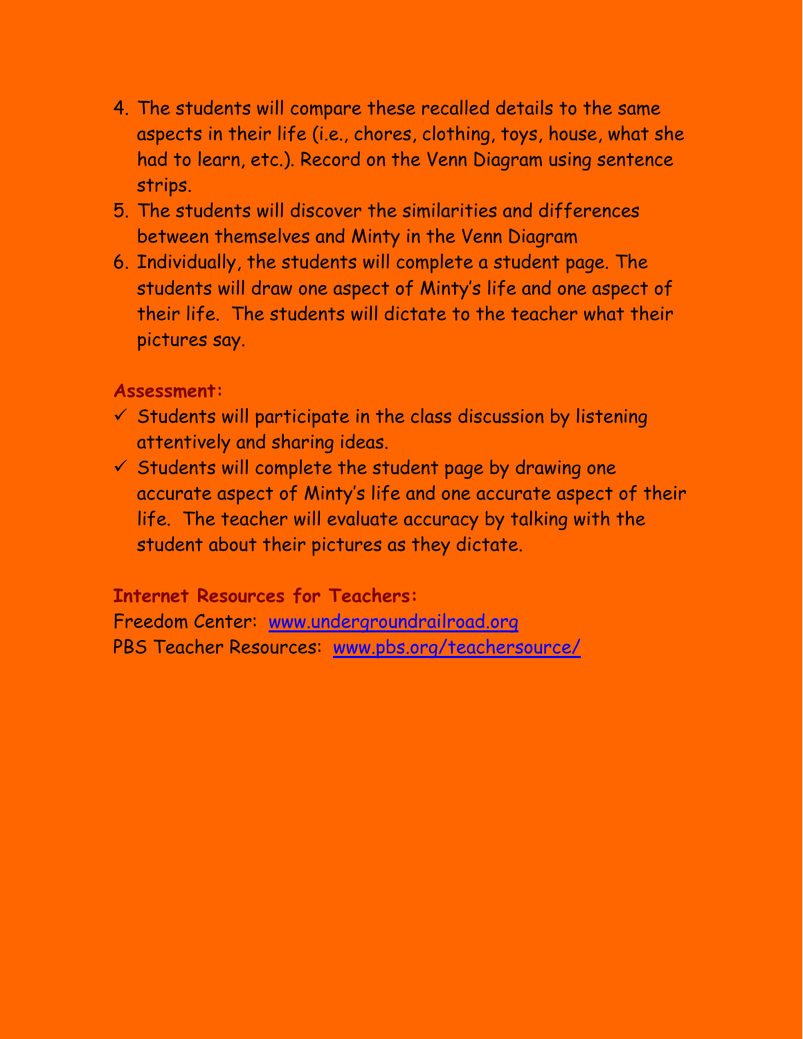4. The students will compare these recalled details to the same aspects in their life (i.e., chores, clothing, toys, house, what she had to learn, etc.). Record on the Venn Diagram using sentence strips.
5. The students will discover the similarities and differences between themselves and Minty in the Venn Diagram
6. Individually, the students will complete a student page. The students will draw one aspect of Minty's life and one aspect of their life. The students will dictate to the teacher what their pictures say.

**Assessment:**

- ✓ Students will participate in the class discussion by listening attentively and sharing ideas.
- ✓ Students will complete the student page by drawing one accurate aspect of Minty's life and one accurate aspect of their life. The teacher will evaluate accuracy by talking with the student about their pictures as they dictate.

**Internet Resources for Teachers:**

Freedom Center: [www.undergroundrailroad.org](http://www.undergroundrailroad.org)

PBS Teacher Resources: [www.pbs.org/teachersource/](http://www.pbs.org/teachersource/)